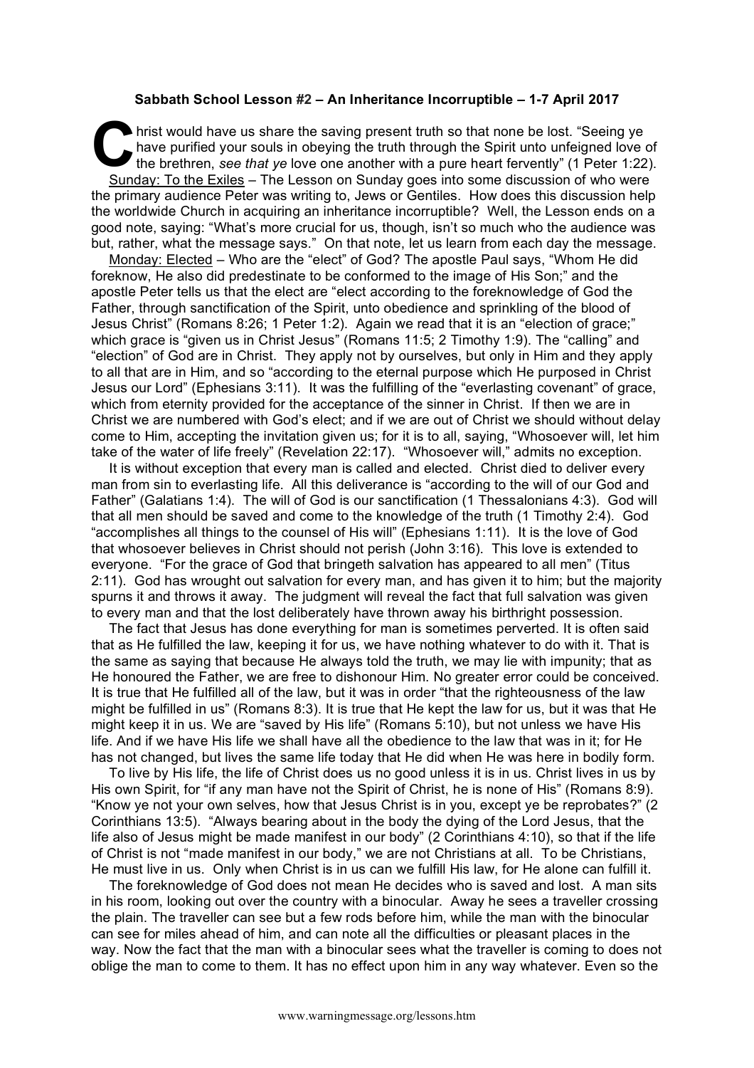## Sabbath School Lesson #2 – An Inheritance Incorruptible – 1-7 April 2017

Christ would have us share the saving present truth so that none be lost. "Seeing ye have purified your souls in obeying the truth through the Spirit unto unfeigned love of the brethren, *see that ye* love one another with a pure heart fervently" (1 Peter 1:22).

Sunday: To the Exiles – The Lesson on Sunday goes into some discussion of who were the primary audience Peter was writing to, Jews or Gentiles. How does this discussion help the worldwide Church in acquiring an inheritance incorruptible? Well, the Lesson ends on a good note, saying: "What's more crucial for us, though, isn't so much who the audience was but, rather, what the message says." On that note, let us learn from each day the message.

Monday: Elected – Who are the "elect" of God? The apostle Paul says, "Whom He did foreknow, He also did predestinate to be conformed to the image of His Son;" and the apostle Peter tells us that the elect are "elect according to the foreknowledge of God the Father, through sanctification of the Spirit, unto obedience and sprinkling of the blood of Jesus Christ" (Romans 8:26; 1 Peter 1:2). Again we read that it is an "election of grace;" which grace is "given us in Christ Jesus" (Romans 11:5; 2 Timothy 1:9). The "calling" and "election" of God are in Christ. They apply not by ourselves, but only in Him and they apply to all that are in Him, and so "according to the eternal purpose which He purposed in Christ Jesus our Lord" (Ephesians 3:11). It was the fulfilling of the "everlasting covenant" of grace, which from eternity provided for the acceptance of the sinner in Christ. If then we are in Christ we are numbered with God's elect; and if we are out of Christ we should without delay come to Him, accepting the invitation given us; for it is to all, saying, "Whosoever will, let him take of the water of life freely" (Revelation 22:17). "Whosoever will," admits no exception.

It is without exception that every man is called and elected. Christ died to deliver every man from sin to everlasting life. All this deliverance is "according to the will of our God and Father" (Galatians 1:4). The will of God is our sanctification (1 Thessalonians 4:3). God will that all men should be saved and come to the knowledge of the truth (1 Timothy 2:4). God "accomplishes all things to the counsel of His will" (Ephesians 1:11). It is the love of God that whosoever believes in Christ should not perish (John 3:16). This love is extended to everyone. "For the grace of God that bringeth salvation has appeared to all men" (Titus 2:11). God has wrought out salvation for every man, and has given it to him; but the majority spurns it and throws it away. The judgment will reveal the fact that full salvation was given to every man and that the lost deliberately have thrown away his birthright possession.

The fact that Jesus has done everything for man is sometimes perverted. It is often said that as He fulfilled the law, keeping it for us, we have nothing whatever to do with it. That is the same as saying that because He always told the truth, we may lie with impunity; that as He honoured the Father, we are free to dishonour Him. No greater error could be conceived. It is true that He fulfilled all of the law, but it was in order "that the righteousness of the law might be fulfilled in us" (Romans 8:3). It is true that He kept the law for us, but it was that He might keep it in us. We are "saved by His life" (Romans 5:10), but not unless we have His life. And if we have His life we shall have all the obedience to the law that was in it; for He has not changed, but lives the same life today that He did when He was here in bodily form.

To live by His life, the life of Christ does us no good unless it is in us. Christ lives in us by His own Spirit, for "if any man have not the Spirit of Christ, he is none of His" (Romans 8:9). "Know ye not your own selves, how that Jesus Christ is in you, except ye be reprobates?" (2 Corinthians 13:5). "Always bearing about in the body the dying of the Lord Jesus, that the life also of Jesus might be made manifest in our body" (2 Corinthians 4:10), so that if the life of Christ is not "made manifest in our body," we are not Christians at all. To be Christians, He must live in us. Only when Christ is in us can we fulfill His law, for He alone can fulfill it.

The foreknowledge of God does not mean He decides who is saved and lost. A man sits in his room, looking out over the country with a binocular. Away he sees a traveller crossing the plain. The traveller can see but a few rods before him, while the man with the binocular can see for miles ahead of him, and can note all the difficulties or pleasant places in the way. Now the fact that the man with a binocular sees what the traveller is coming to does not oblige the man to come to them. It has no effect upon him in any way whatever. Even so the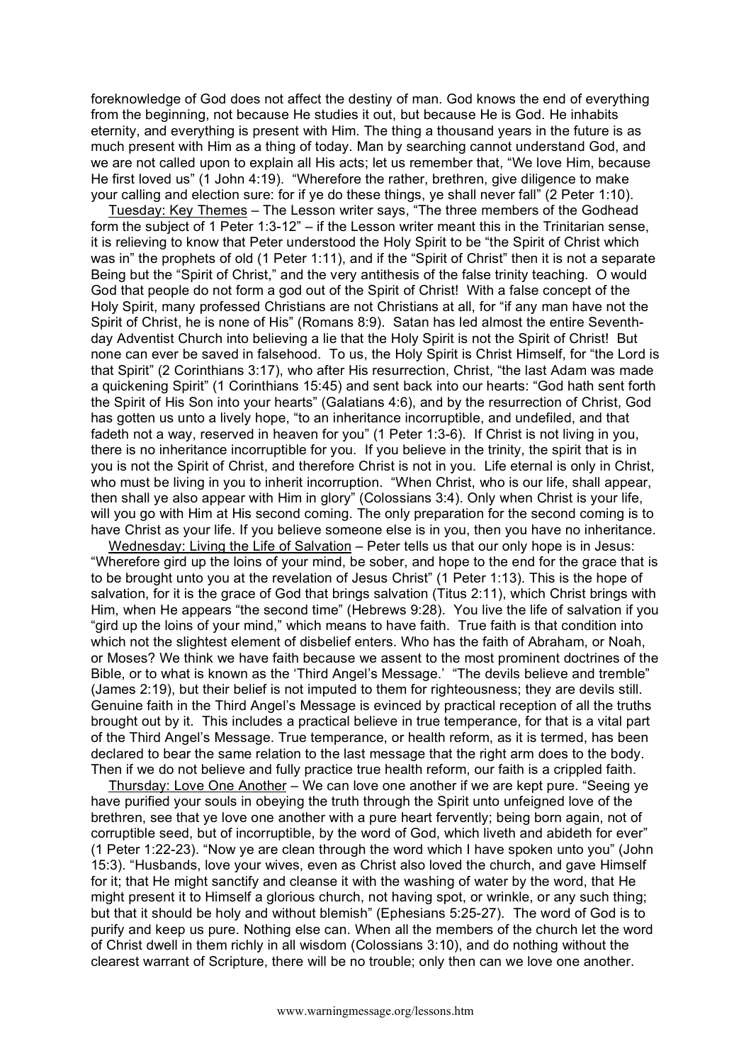foreknowledge of God does not affect the destiny of man. God knows the end of everything from the beginning, not because He studies it out, but because He is God. He inhabits eternity, and everything is present with Him. The thing a thousand years in the future is as much present with Him as a thing of today. Man by searching cannot understand God, and we are not called upon to explain all His acts; let us remember that, "We love Him, because He first loved us" (1 John 4:19). "Wherefore the rather, brethren, give diligence to make your calling and election sure: for if ye do these things, ye shall never fall" (2 Peter 1:10).

Tuesday: Key Themes – The Lesson writer says, "The three members of the Godhead form the subject of 1 Peter 1:3-12" – if the Lesson writer meant this in the Trinitarian sense, it is relieving to know that Peter understood the Holy Spirit to be "the Spirit of Christ which was in" the prophets of old (1 Peter 1:11), and if the "Spirit of Christ" then it is not a separate Being but the "Spirit of Christ," and the very antithesis of the false trinity teaching. O would God that people do not form a god out of the Spirit of Christ! With a false concept of the Holy Spirit, many professed Christians are not Christians at all, for "if any man have not the Spirit of Christ, he is none of His" (Romans 8:9). Satan has led almost the entire Seventh-day Adventist Church into believing a lie that the Holy Spirit is not the Spirit of Christ! But none can ever be saved in falsehood. To us, the Holy Spirit is Christ Himself, for "the Lord is that Spirit" (2 Corinthians 3:17), who after His resurrection, Christ, "the last Adam was made a quickening Spirit" (1 Corinthians 15:45) and sent back into our hearts: "God hath sent forth the Spirit of His Son into your hearts" (Galatians 4:6), and by the resurrection of Christ, God has gotten us unto a lively hope, "to an inheritance incorruptible, and undefiled, and that fadeth not a way, reserved in heaven for you" (1 Peter 1:3-6). If Christ is not living in you, there is no inheritance incorruptible for you. If you believe in the trinity, the spirit that is in you is not the Spirit of Christ, and therefore Christ is not in you. Life eternal is only in Christ, who must be living in you to inherit incorruption. "When Christ, who is our life, shall appear, then shall ye also appear with Him in glory" (Colossians 3:4). Only when Christ is your life, will you go with Him at His second coming. The only preparation for the second coming is to have Christ as your life. If you believe someone else is in you, then you have no inheritance.

Wednesday: Living the Life of Salvation – Peter tells us that our only hope is in Jesus: "Wherefore gird up the loins of your mind, be sober, and hope to the end for the grace that is to be brought unto you at the revelation of Jesus Christ" (1 Peter 1:13). This is the hope of salvation, for it is the grace of God that brings salvation (Titus 2:11), which Christ brings with Him, when He appears "the second time" (Hebrews 9:28). You live the life of salvation if you "gird up the loins of your mind," which means to have faith. True faith is that condition into which not the slightest element of disbelief enters. Who has the faith of Abraham, or Noah, or Moses? We think we have faith because we assent to the most prominent doctrines of the Bible, or to what is known as the 'Third Angel's Message.' "The devils believe and tremble" (James 2:19), but their belief is not imputed to them for righteousness; they are devils still. Genuine faith in the Third Angel's Message is evinced by practical reception of all the truths brought out by it. This includes a practical believe in true temperance, for that is a vital part of the Third Angel's Message. True temperance, or health reform, as it is termed, has been declared to bear the same relation to the last message that the right arm does to the body. Then if we do not believe and fully practice true health reform, our faith is a crippled faith.

Thursday: Love One Another – We can love one another if we are kept pure. "Seeing ye have purified your souls in obeying the truth through the Spirit unto unfeigned love of the brethren, see that ye love one another with a pure heart fervently; being born again, not of corruptible seed, but of incorruptible, by the word of God, which liveth and abideth for ever" (1 Peter 1:22-23). "Now ye are clean through the word which I have spoken unto you" (John 15:3). "Husbands, love your wives, even as Christ also loved the church, and gave Himself for it; that He might sanctify and cleanse it with the washing of water by the word, that He might present it to Himself a glorious church, not having spot, or wrinkle, or any such thing; but that it should be holy and without blemish" (Ephesians 5:25-27). The word of God is to purify and keep us pure. Nothing else can. When all the members of the church let the word of Christ dwell in them richly in all wisdom (Colossians 3:10), and do nothing without the clearest warrant of Scripture, there will be no trouble; only then can we love one another.

www.warningmessage.org/lessons.htm